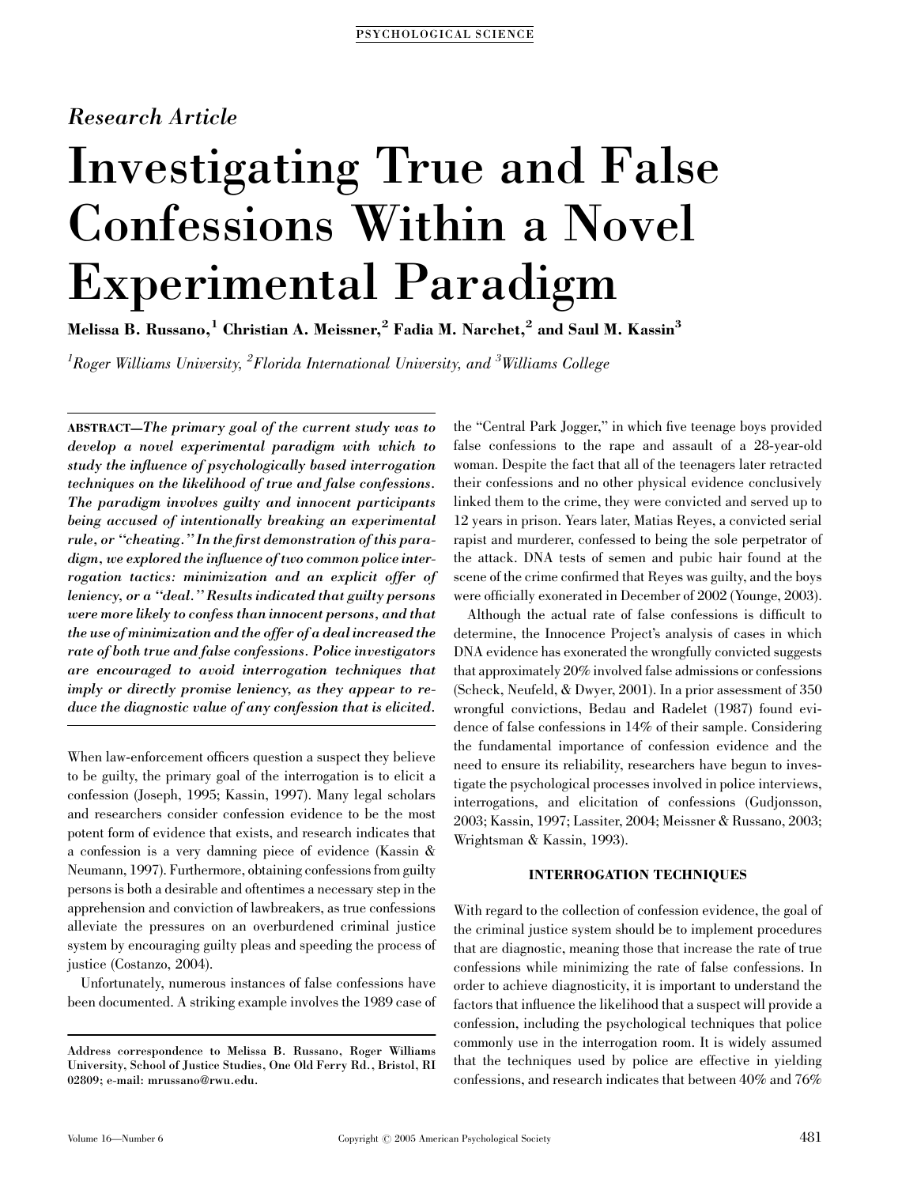*Research Article*

# Investigating True and False Confessions Within a Novel Experimental Paradigm

**Melissa B. Russano,[1] Christian A. Meissner,[2] Fadia M. Narchet,[2] and Saul M. Kassin[3]**

[1]*Roger Williams University,* [2]*Florida International University, and* [3]*Williams College*

**ABSTRACT**—***The primary goal of the current study was to develop a novel experimental paradigm with which to study the influence of psychologically based interrogation techniques on the likelihood of true and false confessions. The paradigm involves guilty and innocent participants being accused of intentionally breaking an experimental rule, or "cheating." In the first demonstration of this paradigm, we explored the influence of two common police interrogation tactics: minimization and an explicit offer of leniency, or a "deal." Results indicated that guilty persons were more likely to confess than innocent persons, and that the use of minimization and the offer of a deal increased the rate of both true and false confessions. Police investigators are encouraged to avoid interrogation techniques that imply or directly promise leniency, as they appear to reduce the diagnostic value of any confession that is elicited.***

When law-enforcement officers question a suspect they believe to be guilty, the primary goal of the interrogation is to elicit a confession (Joseph, 1995; Kassin, 1997). Many legal scholars and researchers consider confession evidence to be the most potent form of evidence that exists, and research indicates that a confession is a very damning piece of evidence (Kassin & Neumann, 1997). Furthermore, obtaining confessions from guilty persons is both a desirable and oftentimes a necessary step in the apprehension and conviction of lawbreakers, as true confessions alleviate the pressures on an overburdened criminal justice system by encouraging guilty pleas and speeding the process of justice (Costanzo, 2004).

Unfortunately, numerous instances of false confessions have been documented. A striking example involves the 1989 case of the "Central Park Jogger," in which five teenage boys provided false confessions to the rape and assault of a 28-year-old woman. Despite the fact that all of the teenagers later retracted their confessions and no other physical evidence conclusively linked them to the crime, they were convicted and served up to 12 years in prison. Years later, Matias Reyes, a convicted serial rapist and murderer, confessed to being the sole perpetrator of the attack. DNA tests of semen and pubic hair found at the scene of the crime confirmed that Reyes was guilty, and the boys were officially exonerated in December of 2002 (Younge, 2003).

Although the actual rate of false confessions is difficult to determine, the Innocence Project's analysis of cases in which DNA evidence has exonerated the wrongfully convicted suggests that approximately 20% involved false admissions or confessions (Scheck, Neufeld, & Dwyer, 2001). In a prior assessment of 350 wrongful convictions, Bedau and Radelet (1987) found evidence of false confessions in 14% of their sample. Considering the fundamental importance of confession evidence and the need to ensure its reliability, researchers have begun to investigate the psychological processes involved in police interviews, interrogations, and elicitation of confessions (Gudjonsson, 2003; Kassin, 1997; Lassiter, 2004; Meissner & Russano, 2003; Wrightsman & Kassin, 1993).

## INTERROGATION TECHNIQUES

With regard to the collection of confession evidence, the goal of the criminal justice system should be to implement procedures that are diagnostic, meaning those that increase the rate of true confessions while minimizing the rate of false confessions. In order to achieve diagnosticity, it is important to understand the factors that influence the likelihood that a suspect will provide a confession, including the psychological techniques that police commonly use in the interrogation room. It is widely assumed that the techniques used by police are effective in yielding confessions, and research indicates that between 40% and 76%

Address correspondence to Melissa B. Russano, Roger Williams University, School of Justice Studies, One Old Ferry Rd., Bristol, RI 02809; e-mail: mrussano@rwu.edu.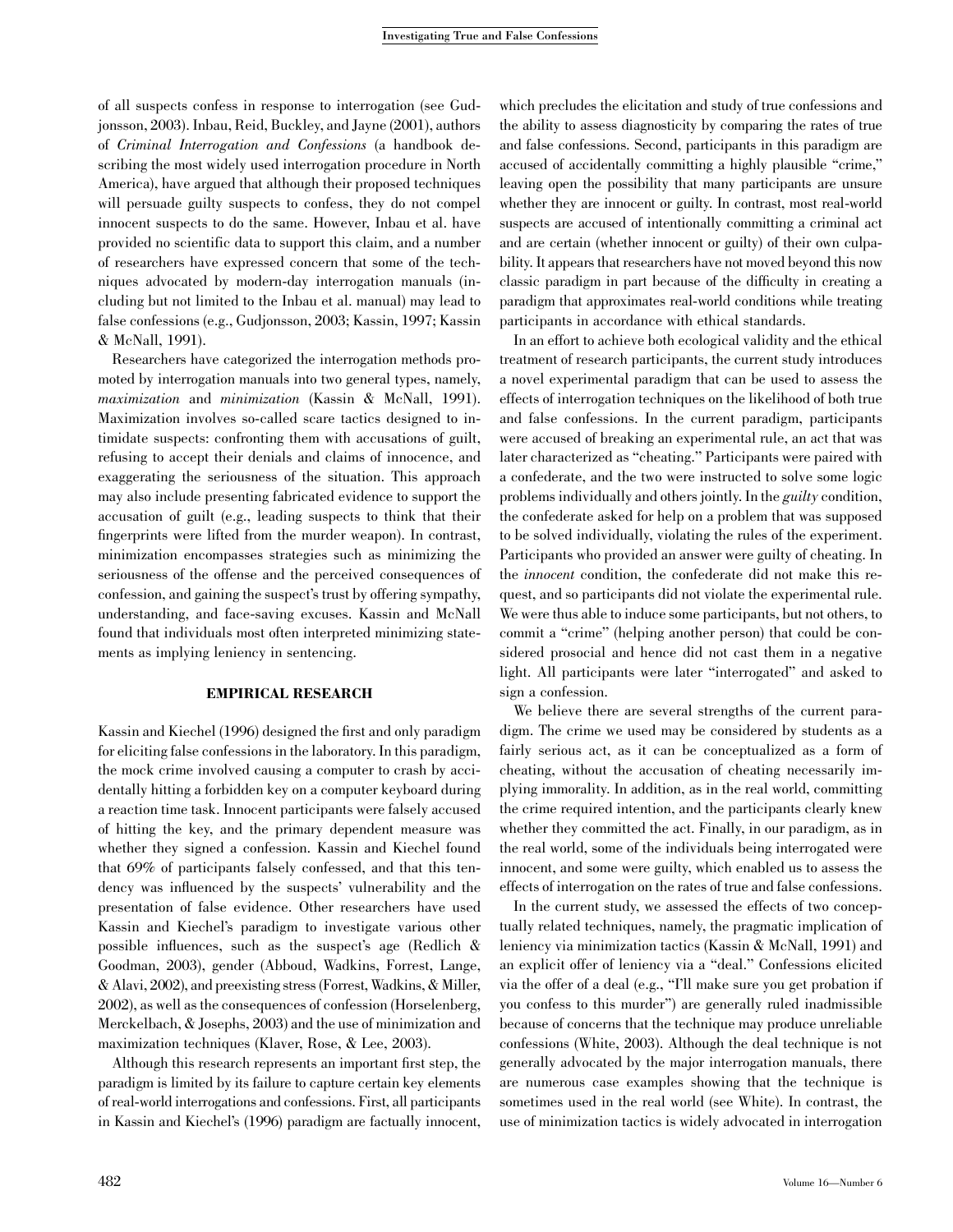of all suspects confess in response to interrogation (see Gudjonsson, 2003). Inbau, Reid, Buckley, and Jayne (2001), authors of *Criminal Interrogation and Confessions* (a handbook describing the most widely used interrogation procedure in North America), have argued that although their proposed techniques will persuade guilty suspects to confess, they do not compel innocent suspects to do the same. However, Inbau et al. have provided no scientific data to support this claim, and a number of researchers have expressed concern that some of the techniques advocated by modern-day interrogation manuals (including but not limited to the Inbau et al. manual) may lead to false confessions (e.g., Gudjonsson, 2003; Kassin, 1997; Kassin & McNall, 1991).

Researchers have categorized the interrogation methods promoted by interrogation manuals into two general types, namely, *maximization* and *minimization* (Kassin & McNall, 1991). Maximization involves so-called scare tactics designed to intimidate suspects: confronting them with accusations of guilt, refusing to accept their denials and claims of innocence, and exaggerating the seriousness of the situation. This approach may also include presenting fabricated evidence to support the accusation of guilt (e.g., leading suspects to think that their fingerprints were lifted from the murder weapon). In contrast, minimization encompasses strategies such as minimizing the seriousness of the offense and the perceived consequences of confession, and gaining the suspect's trust by offering sympathy, understanding, and face-saving excuses. Kassin and McNall found that individuals most often interpreted minimizing statements as implying leniency in sentencing.

## EMPIRICAL RESEARCH

Kassin and Kiechel (1996) designed the first and only paradigm for eliciting false confessions in the laboratory. In this paradigm, the mock crime involved causing a computer to crash by accidentally hitting a forbidden key on a computer keyboard during a reaction time task. Innocent participants were falsely accused of hitting the key, and the primary dependent measure was whether they signed a confession. Kassin and Kiechel found that 69% of participants falsely confessed, and that this tendency was influenced by the suspects' vulnerability and the presentation of false evidence. Other researchers have used Kassin and Kiechel's paradigm to investigate various other possible influences, such as the suspect's age (Redlich & Goodman, 2003), gender (Abboud, Wadkins, Forrest, Lange, & Alavi, 2002), and preexisting stress (Forrest, Wadkins, & Miller, 2002), as well as the consequences of confession (Horselenberg, Merckelbach, & Josephs, 2003) and the use of minimization and maximization techniques (Klaver, Rose, & Lee, 2003).

Although this research represents an important first step, the paradigm is limited by its failure to capture certain key elements of real-world interrogations and confessions. First, all participants in Kassin and Kiechel's (1996) paradigm are factually innocent, which precludes the elicitation and study of true confessions and the ability to assess diagnosticity by comparing the rates of true and false confessions. Second, participants in this paradigm are accused of accidentally committing a highly plausible "crime," leaving open the possibility that many participants are unsure whether they are innocent or guilty. In contrast, most real-world suspects are accused of intentionally committing a criminal act and are certain (whether innocent or guilty) of their own culpability. It appears that researchers have not moved beyond this now classic paradigm in part because of the difficulty in creating a paradigm that approximates real-world conditions while treating participants in accordance with ethical standards.

In an effort to achieve both ecological validity and the ethical treatment of research participants, the current study introduces a novel experimental paradigm that can be used to assess the effects of interrogation techniques on the likelihood of both true and false confessions. In the current paradigm, participants were accused of breaking an experimental rule, an act that was later characterized as "cheating." Participants were paired with a confederate, and the two were instructed to solve some logic problems individually and others jointly. In the *guilty* condition, the confederate asked for help on a problem that was supposed to be solved individually, violating the rules of the experiment. Participants who provided an answer were guilty of cheating. In the *innocent* condition, the confederate did not make this request, and so participants did not violate the experimental rule. We were thus able to induce some participants, but not others, to commit a "crime" (helping another person) that could be considered prosocial and hence did not cast them in a negative light. All participants were later "interrogated" and asked to sign a confession.

We believe there are several strengths of the current paradigm. The crime we used may be considered by students as a fairly serious act, as it can be conceptualized as a form of cheating, without the accusation of cheating necessarily implying immorality. In addition, as in the real world, committing the crime required intention, and the participants clearly knew whether they committed the act. Finally, in our paradigm, as in the real world, some of the individuals being interrogated were innocent, and some were guilty, which enabled us to assess the effects of interrogation on the rates of true and false confessions.

In the current study, we assessed the effects of two conceptually related techniques, namely, the pragmatic implication of leniency via minimization tactics (Kassin & McNall, 1991) and an explicit offer of leniency via a "deal." Confessions elicited via the offer of a deal (e.g., "I'll make sure you get probation if you confess to this murder") are generally ruled inadmissible because of concerns that the technique may produce unreliable confessions (White, 2003). Although the deal technique is not generally advocated by the major interrogation manuals, there are numerous case examples showing that the technique is sometimes used in the real world (see White). In contrast, the use of minimization tactics is widely advocated in interrogation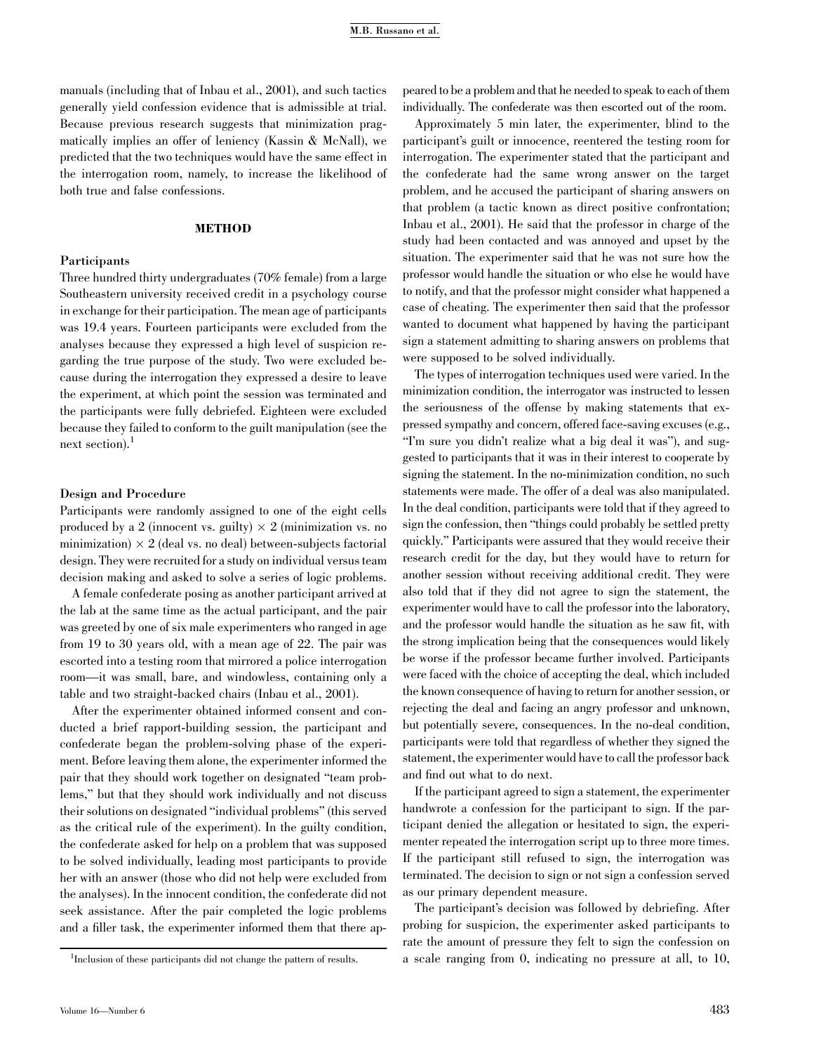manuals (including that of Inbau et al., 2001), and such tactics generally yield confession evidence that is admissible at trial. Because previous research suggests that minimization pragmatically implies an offer of leniency (Kassin & McNall), we predicted that the two techniques would have the same effect in the interrogation room, namely, to increase the likelihood of both true and false confessions.

## METHOD

### Participants

Three hundred thirty undergraduates (70% female) from a large Southeastern university received credit in a psychology course in exchange for their participation. The mean age of participants was 19.4 years. Fourteen participants were excluded from the analyses because they expressed a high level of suspicion regarding the true purpose of the study. Two were excluded because during the interrogation they expressed a desire to leave the experiment, at which point the session was terminated and the participants were fully debriefed. Eighteen were excluded because they failed to conform to the guilt manipulation (see the next section).[1]

### Design and Procedure

Participants were randomly assigned to one of the eight cells produced by a 2 (innocent vs. guilty) × 2 (minimization vs. no minimization) × 2 (deal vs. no deal) between-subjects factorial design. They were recruited for a study on individual versus team decision making and asked to solve a series of logic problems.

A female confederate posing as another participant arrived at the lab at the same time as the actual participant, and the pair was greeted by one of six male experimenters who ranged in age from 19 to 30 years old, with a mean age of 22. The pair was escorted into a testing room that mirrored a police interrogation room—it was small, bare, and windowless, containing only a table and two straight-backed chairs (Inbau et al., 2001).

After the experimenter obtained informed consent and conducted a brief rapport-building session, the participant and confederate began the problem-solving phase of the experiment. Before leaving them alone, the experimenter informed the pair that they should work together on designated "team problems," but that they should work individually and not discuss their solutions on designated "individual problems" (this served as the critical rule of the experiment). In the guilty condition, the confederate asked for help on a problem that was supposed to be solved individually, leading most participants to provide her with an answer (those who did not help were excluded from the analyses). In the innocent condition, the confederate did not seek assistance. After the pair completed the logic problems and a filler task, the experimenter informed them that there appeared to be a problem and that he needed to speak to each of them individually. The confederate was then escorted out of the room.

Approximately 5 min later, the experimenter, blind to the participant's guilt or innocence, reentered the testing room for interrogation. The experimenter stated that the participant and the confederate had the same wrong answer on the target problem, and he accused the participant of sharing answers on that problem (a tactic known as direct positive confrontation; Inbau et al., 2001). He said that the professor in charge of the study had been contacted and was annoyed and upset by the situation. The experimenter said that he was not sure how the professor would handle the situation or who else he would have to notify, and that the professor might consider what happened a case of cheating. The experimenter then said that the professor wanted to document what happened by having the participant sign a statement admitting to sharing answers on problems that were supposed to be solved individually.

The types of interrogation techniques used were varied. In the minimization condition, the interrogator was instructed to lessen the seriousness of the offense by making statements that expressed sympathy and concern, offered face-saving excuses (e.g., "I'm sure you didn't realize what a big deal it was"), and suggested to participants that it was in their interest to cooperate by signing the statement. In the no-minimization condition, no such statements were made. The offer of a deal was also manipulated. In the deal condition, participants were told that if they agreed to sign the confession, then "things could probably be settled pretty quickly." Participants were assured that they would receive their research credit for the day, but they would have to return for another session without receiving additional credit. They were also told that if they did not agree to sign the statement, the experimenter would have to call the professor into the laboratory, and the professor would handle the situation as he saw fit, with the strong implication being that the consequences would likely be worse if the professor became further involved. Participants were faced with the choice of accepting the deal, which included the known consequence of having to return for another session, or rejecting the deal and facing an angry professor and unknown, but potentially severe, consequences. In the no-deal condition, participants were told that regardless of whether they signed the statement, the experimenter would have to call the professor back and find out what to do next.

If the participant agreed to sign a statement, the experimenter handwrote a confession for the participant to sign. If the participant denied the allegation or hesitated to sign, the experimenter repeated the interrogation script up to three more times. If the participant still refused to sign, the interrogation was terminated. The decision to sign or not sign a confession served as our primary dependent measure.

The participant's decision was followed by debriefing. After probing for suspicion, the experimenter asked participants to rate the amount of pressure they felt to sign the confession on a scale ranging from 0, indicating no pressure at all, to 10,

[1]Inclusion of these participants did not change the pattern of results.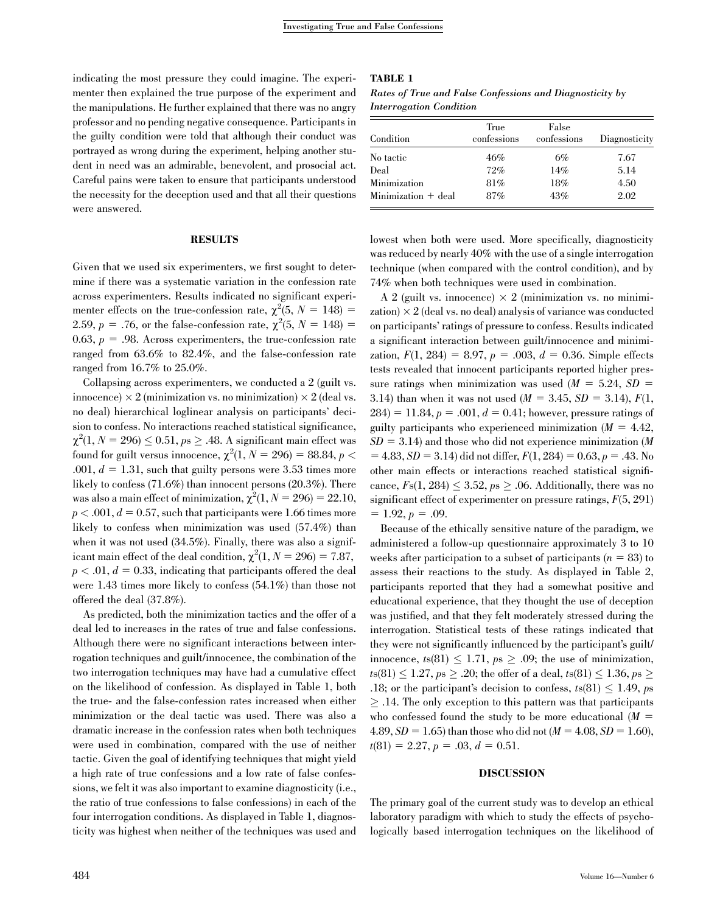indicating the most pressure they could imagine. The experimenter then explained the true purpose of the experiment and the manipulations. He further explained that there was no angry professor and no pending negative consequence. Participants in the guilty condition were told that although their conduct was portrayed as wrong during the experiment, helping another student in need was an admirable, benevolent, and prosocial act. Careful pains were taken to ensure that participants understood the necessity for the deception used and that all their questions were answered.

## RESULTS

Given that we used six experimenters, we first sought to determine if there was a systematic variation in the confession rate across experimenters. Results indicated no significant experimenter effects on the true-confession rate, $\chi^2(5, N = 148) = 2.59$, $p = .76$, or the false-confession rate, $\chi^2(5, N = 148) = 0.63$, $p = .98$. Across experimenters, the true-confession rate ranged from 63.6% to 82.4%, and the false-confession rate ranged from 16.7% to 25.0%.

Collapsing across experimenters, we conducted a 2 (guilt vs. innocence) × 2 (minimization vs. no minimization) × 2 (deal vs. no deal) hierarchical loglinear analysis on participants' decision to confess. No interactions reached statistical significance, $\chi^2(1, N = 296) \leq 0.51$, $ps \geq .48$. A significant main effect was found for guilt versus innocence, $\chi^2(1, N = 296) = 88.84$, $p < .001$, $d = 1.31$, such that guilty persons were 3.53 times more likely to confess (71.6%) than innocent persons (20.3%). There was also a main effect of minimization, $\chi^2(1, N = 296) = 22.10$, $p < .001$, $d = 0.57$, such that participants were 1.66 times more likely to confess when minimization was used (57.4%) than when it was not used (34.5%). Finally, there was also a significant main effect of the deal condition, $\chi^2(1, N = 296) = 7.87$, $p < .01$, $d = 0.33$, indicating that participants offered the deal were 1.43 times more likely to confess (54.1%) than those not offered the deal (37.8%).

As predicted, both the minimization tactics and the offer of a deal led to increases in the rates of true and false confessions. Although there were no significant interactions between interrogation techniques and guilt/innocence, the combination of the two interrogation techniques may have had a cumulative effect on the likelihood of confession. As displayed in Table 1, both the true- and the false-confession rates increased when either minimization or the deal tactic was used. There was also a dramatic increase in the confession rates when both techniques were used in combination, compared with the use of neither tactic. Given the goal of identifying techniques that might yield a high rate of true confessions and a low rate of false confessions, we felt it was also important to examine diagnosticity (i.e., the ratio of true confessions to false confessions) in each of the four interrogation conditions. As displayed in Table 1, diagnosticity was highest when neither of the techniques was used and lowest when both were used. More specifically, diagnosticity was reduced by nearly 40% with the use of a single interrogation technique (when compared with the control condition), and by 74% when both techniques were used in combination.

**TABLE 1**

***Rates of True and False Confessions and Diagnosticity by Interrogation Condition***

| Condition | True confessions | False confessions | Diagnosticity |
|---|---|---|---|
| No tactic | 46% | 6% | 7.67 |
| Deal | 72% | 14% | 5.14 |
| Minimization | 81% | 18% | 4.50 |
| Minimization + deal | 87% | 43% | 2.02 |

A 2 (guilt vs. innocence) × 2 (minimization vs. no minimization) × 2 (deal vs. no deal) analysis of variance was conducted on participants' ratings of pressure to confess. Results indicated a significant interaction between guilt/innocence and minimization, $F(1, 284) = 8.97$, $p = .003$, $d = 0.36$. Simple effects tests revealed that innocent participants reported higher pressure ratings when minimization was used ($M = 5.24$, $SD = 3.14$) than when it was not used ($M = 3.45$, $SD = 3.14$), $F(1, 284) = 11.84$, $p = .001$, $d = 0.41$; however, pressure ratings of guilty participants who experienced minimization ($M = 4.42$, $SD = 3.14$) and those who did not experience minimization ($M = 4.83$, $SD = 3.14$) did not differ, $F(1, 284) = 0.63$, $p = .43$. No other main effects or interactions reached statistical significance, $Fs(1, 284) \leq 3.52$, $ps \geq .06$. Additionally, there was no significant effect of experimenter on pressure ratings, $F(5, 291) = 1.92$, $p = .09$.

Because of the ethically sensitive nature of the paradigm, we administered a follow-up questionnaire approximately 3 to 10 weeks after participation to a subset of participants ($n = 83$) to assess their reactions to the study. As displayed in Table 2, participants reported that they had a somewhat positive and educational experience, that they thought the use of deception was justified, and that they felt moderately stressed during the interrogation. Statistical tests of these ratings indicated that they were not significantly influenced by the participant's guilt/innocence, $ts(81) \leq 1.71$, $ps \geq .09$; the use of minimization, $ts(81) \leq 1.27$, $ps \geq .20$; the offer of a deal, $ts(81) \leq 1.36$, $ps \geq .18$; or the participant's decision to confess, $ts(81) \leq 1.49$, $ps \geq .14$. The only exception to this pattern was that participants who confessed found the study to be more educational ($M = 4.89$, $SD = 1.65$) than those who did not ($M = 4.08$, $SD = 1.60$), $t(81) = 2.27$, $p = .03$, $d = 0.51$.

## DISCUSSION

The primary goal of the current study was to develop an ethical laboratory paradigm with which to study the effects of psychologically based interrogation techniques on the likelihood of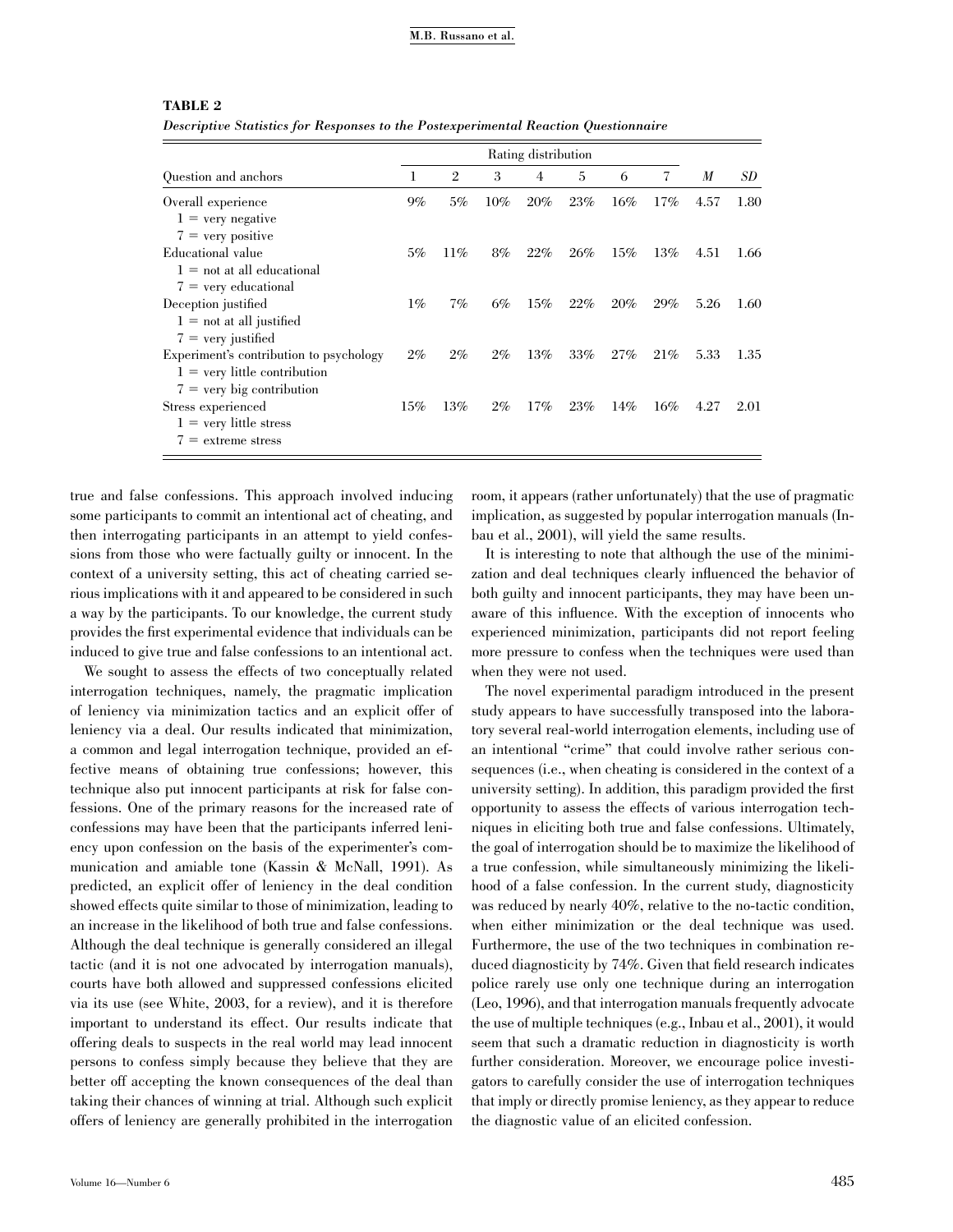**TABLE 2**

*Descriptive Statistics for Responses to the Postexperimental Reaction Questionnaire*

| Question and anchors | Rating distribution | | | | | | | *M* | *SD* |
|---|---|---|---|---|---|---|---|---|---|
| | 1 | 2 | 3 | 4 | 5 | 6 | 7 | | |
| Overall experience<br>1 = very negative<br>7 = very positive | 9% | 5% | 10% | 20% | 23% | 16% | 17% | 4.57 | 1.80 |
| Educational value<br>1 = not at all educational<br>7 = very educational | 5% | 11% | 8% | 22% | 26% | 15% | 13% | 4.51 | 1.66 |
| Deception justified<br>1 = not at all justified<br>7 = very justified | 1% | 7% | 6% | 15% | 22% | 20% | 29% | 5.26 | 1.60 |
| Experiment's contribution to psychology<br>1 = very little contribution<br>7 = very big contribution | 2% | 2% | 2% | 13% | 33% | 27% | 21% | 5.33 | 1.35 |
| Stress experienced<br>1 = very little stress<br>7 = extreme stress | 15% | 13% | 2% | 17% | 23% | 14% | 16% | 4.27 | 2.01 |

true and false confessions. This approach involved inducing some participants to commit an intentional act of cheating, and then interrogating participants in an attempt to yield confessions from those who were factually guilty or innocent. In the context of a university setting, this act of cheating carried serious implications with it and appeared to be considered in such a way by the participants. To our knowledge, the current study provides the first experimental evidence that individuals can be induced to give true and false confessions to an intentional act.

We sought to assess the effects of two conceptually related interrogation techniques, namely, the pragmatic implication of leniency via minimization tactics and an explicit offer of leniency via a deal. Our results indicated that minimization, a common and legal interrogation technique, provided an effective means of obtaining true confessions; however, this technique also put innocent participants at risk for false confessions. One of the primary reasons for the increased rate of confessions may have been that the participants inferred leniency upon confession on the basis of the experimenter's communication and amiable tone (Kassin & McNall, 1991). As predicted, an explicit offer of leniency in the deal condition showed effects quite similar to those of minimization, leading to an increase in the likelihood of both true and false confessions. Although the deal technique is generally considered an illegal tactic (and it is not one advocated by interrogation manuals), courts have both allowed and suppressed confessions elicited via its use (see White, 2003, for a review), and it is therefore important to understand its effect. Our results indicate that offering deals to suspects in the real world may lead innocent persons to confess simply because they believe that they are better off accepting the known consequences of the deal than taking their chances of winning at trial. Although such explicit offers of leniency are generally prohibited in the interrogation room, it appears (rather unfortunately) that the use of pragmatic implication, as suggested by popular interrogation manuals (Inbau et al., 2001), will yield the same results.

It is interesting to note that although the use of the minimization and deal techniques clearly influenced the behavior of both guilty and innocent participants, they may have been unaware of this influence. With the exception of innocents who experienced minimization, participants did not report feeling more pressure to confess when the techniques were used than when they were not used.

The novel experimental paradigm introduced in the present study appears to have successfully transposed into the laboratory several real-world interrogation elements, including use of an intentional "crime" that could involve rather serious consequences (i.e., when cheating is considered in the context of a university setting). In addition, this paradigm provided the first opportunity to assess the effects of various interrogation techniques in eliciting both true and false confessions. Ultimately, the goal of interrogation should be to maximize the likelihood of a true confession, while simultaneously minimizing the likelihood of a false confession. In the current study, diagnosticity was reduced by nearly 40%, relative to the no-tactic condition, when either minimization or the deal technique was used. Furthermore, the use of the two techniques in combination reduced diagnosticity by 74%. Given that field research indicates police rarely use only one technique during an interrogation (Leo, 1996), and that interrogation manuals frequently advocate the use of multiple techniques (e.g., Inbau et al., 2001), it would seem that such a dramatic reduction in diagnosticity is worth further consideration. Moreover, we encourage police investigators to carefully consider the use of interrogation techniques that imply or directly promise leniency, as they appear to reduce the diagnostic value of an elicited confession.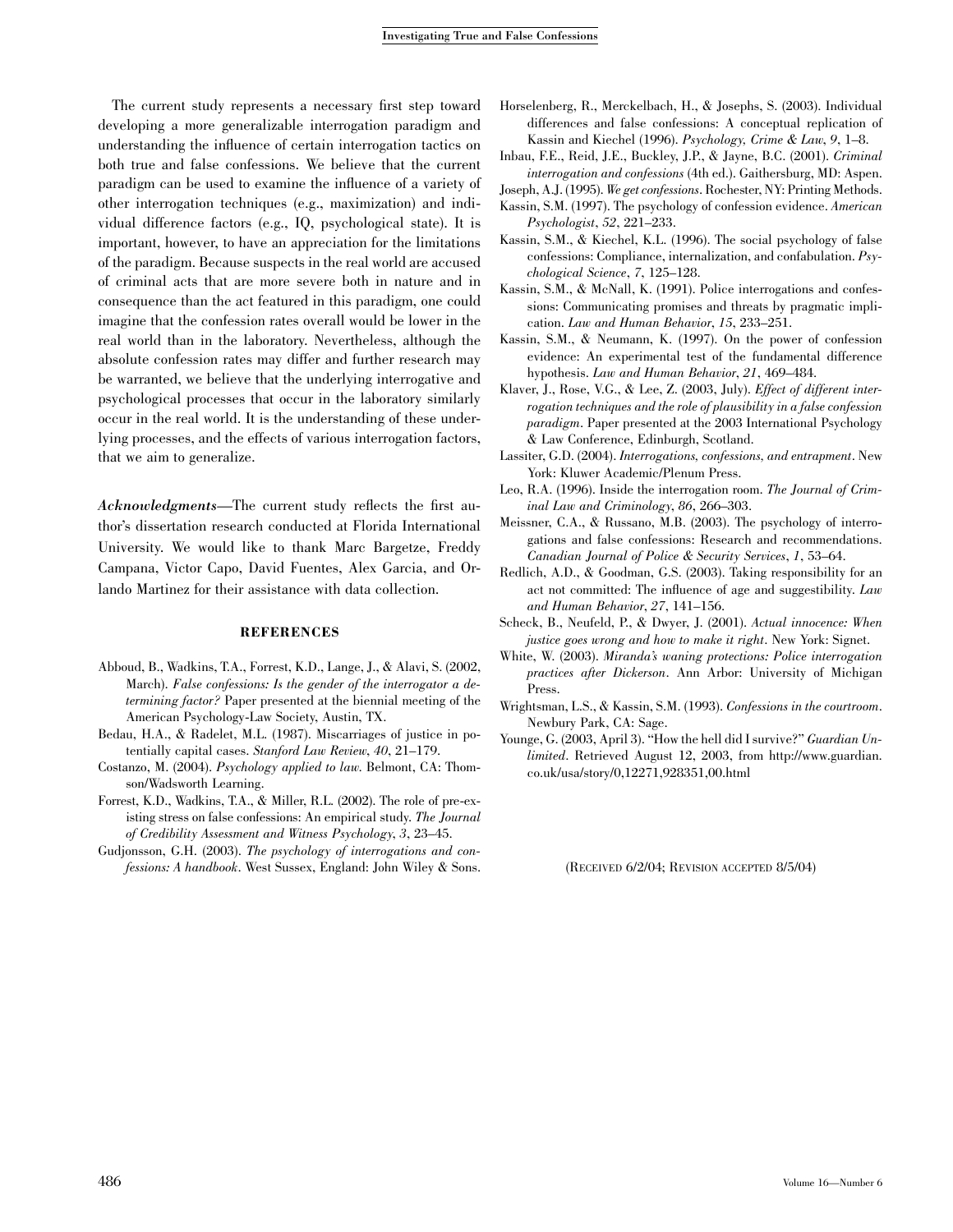The current study represents a necessary first step toward developing a more generalizable interrogation paradigm and understanding the influence of certain interrogation tactics on both true and false confessions. We believe that the current paradigm can be used to examine the influence of a variety of other interrogation techniques (e.g., maximization) and individual difference factors (e.g., IQ, psychological state). It is important, however, to have an appreciation for the limitations of the paradigm. Because suspects in the real world are accused of criminal acts that are more severe both in nature and in consequence than the act featured in this paradigm, one could imagine that the confession rates overall would be lower in the real world than in the laboratory. Nevertheless, although the absolute confession rates may differ and further research may be warranted, we believe that the underlying interrogative and psychological processes that occur in the laboratory similarly occur in the real world. It is the understanding of these underlying processes, and the effects of various interrogation factors, that we aim to generalize.

***Acknowledgments***—The current study reflects the first author's dissertation research conducted at Florida International University. We would like to thank Marc Bargetze, Freddy Campana, Victor Capo, David Fuentes, Alex Garcia, and Orlando Martinez for their assistance with data collection.

## REFERENCES

Abboud, B., Wadkins, T.A., Forrest, K.D., Lange, J., & Alavi, S. (2002, March). *False confessions: Is the gender of the interrogator a determining factor?* Paper presented at the biennial meeting of the American Psychology-Law Society, Austin, TX.

Bedau, H.A., & Radelet, M.L. (1987). Miscarriages of justice in potentially capital cases. *Stanford Law Review*, *40*, 21–179.

Costanzo, M. (2004). *Psychology applied to law*. Belmont, CA: Thomson/Wadsworth Learning.

Forrest, K.D., Wadkins, T.A., & Miller, R.L. (2002). The role of pre-existing stress on false confessions: An empirical study. *The Journal of Credibility Assessment and Witness Psychology*, *3*, 23–45.

Gudjonsson, G.H. (2003). *The psychology of interrogations and confessions: A handbook*. West Sussex, England: John Wiley & Sons.

Horselenberg, R., Merckelbach, H., & Josephs, S. (2003). Individual differences and false confessions: A conceptual replication of Kassin and Kiechel (1996). *Psychology, Crime & Law*, *9*, 1–8.

Inbau, F.E., Reid, J.E., Buckley, J.P., & Jayne, B.C. (2001). *Criminal interrogation and confessions* (4th ed.). Gaithersburg, MD: Aspen.

Joseph, A.J. (1995). *We get confessions*. Rochester, NY: Printing Methods.

Kassin, S.M. (1997). The psychology of confession evidence. *American Psychologist*, *52*, 221–233.

Kassin, S.M., & Kiechel, K.L. (1996). The social psychology of false confessions: Compliance, internalization, and confabulation. *Psychological Science*, *7*, 125–128.

Kassin, S.M., & McNall, K. (1991). Police interrogations and confessions: Communicating promises and threats by pragmatic implication. *Law and Human Behavior*, *15*, 233–251.

Kassin, S.M., & Neumann, K. (1997). On the power of confession evidence: An experimental test of the fundamental difference hypothesis. *Law and Human Behavior*, *21*, 469–484.

Klaver, J., Rose, V.G., & Lee, Z. (2003, July). *Effect of different interrogation techniques and the role of plausibility in a false confession paradigm*. Paper presented at the 2003 International Psychology & Law Conference, Edinburgh, Scotland.

Lassiter, G.D. (2004). *Interrogations, confessions, and entrapment*. New York: Kluwer Academic/Plenum Press.

Leo, R.A. (1996). Inside the interrogation room. *The Journal of Criminal Law and Criminology*, *86*, 266–303.

Meissner, C.A., & Russano, M.B. (2003). The psychology of interrogations and false confessions: Research and recommendations. *Canadian Journal of Police & Security Services*, *1*, 53–64.

Redlich, A.D., & Goodman, G.S. (2003). Taking responsibility for an act not committed: The influence of age and suggestibility. *Law and Human Behavior*, *27*, 141–156.

Scheck, B., Neufeld, P., & Dwyer, J. (2001). *Actual innocence: When justice goes wrong and how to make it right*. New York: Signet.

White, W. (2003). *Miranda's waning protections: Police interrogation practices after Dickerson*. Ann Arbor: University of Michigan Press.

Wrightsman, L.S., & Kassin, S.M. (1993). *Confessions in the courtroom*. Newbury Park, CA: Sage.

Younge, G. (2003, April 3). "How the hell did I survive?" *Guardian Unlimited*. Retrieved August 12, 2003, from http://www.guardian.co.uk/usa/story/0,12271,928351,00.html

(Received 6/2/04; Revision accepted 8/5/04)